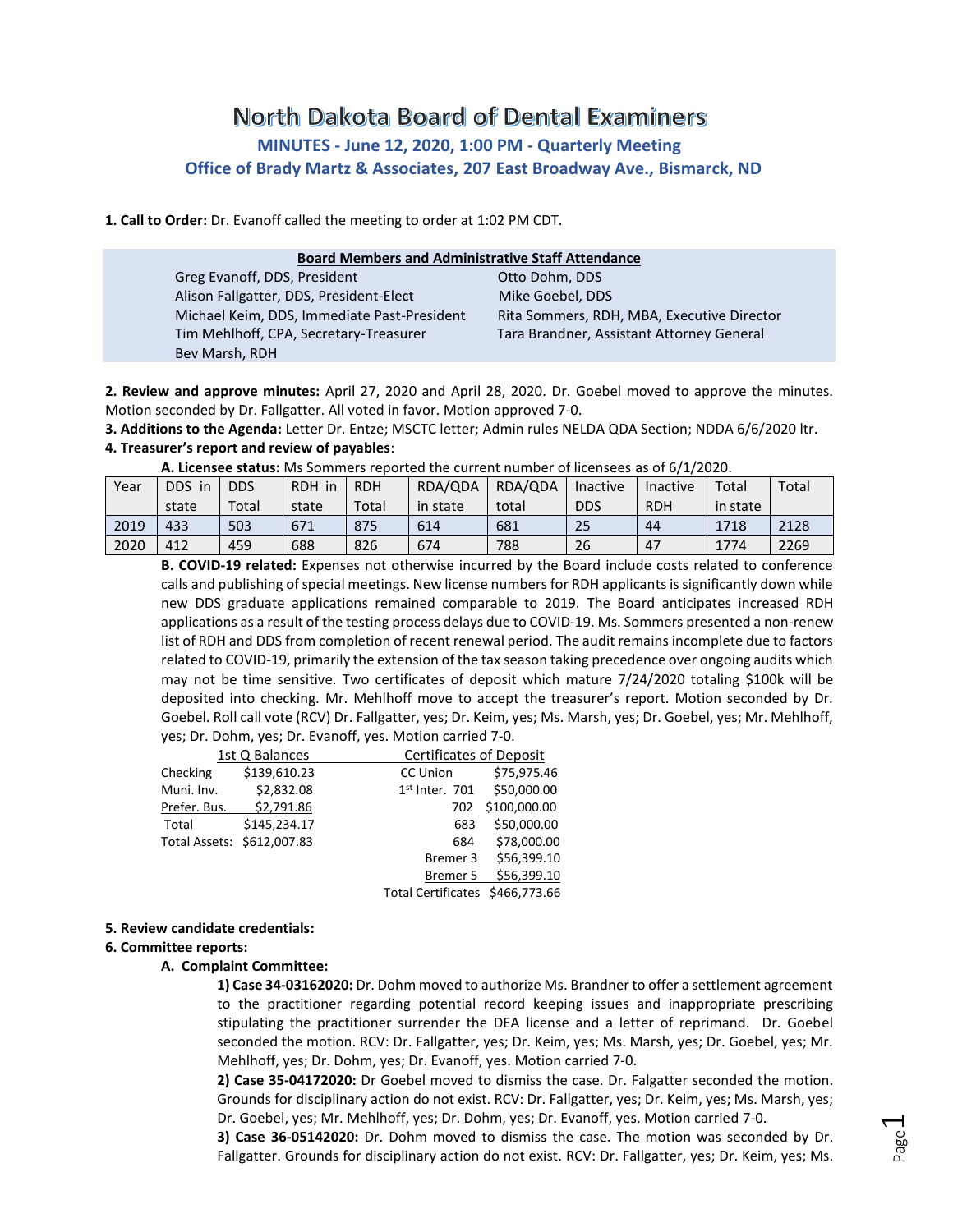# North Dakota Board of Dental Examiners

### MINUTES - June 12, 2020, 1:00 PM - Quarterly Meeting

### Office of Brady Martz & Associates, 207 East Broadway Ave., Bismarck, ND

**1. Call to Order:** Dr. Evanoff called the meeting to order at 1:02 PM CDT.

**Board Members and Administrative Staff Attendance**

| | |
|---|---|
| Greg Evanoff, DDS, President | Otto Dohm, DDS |
| Alison Fallgatter, DDS, President-Elect | Mike Goebel, DDS |
| Michael Keim, DDS, Immediate Past-President | Rita Sommers, RDH, MBA, Executive Director |
| Tim Mehlhoff, CPA, Secretary-Treasurer | Tara Brandner, Assistant Attorney General |
| Bev Marsh, RDH | |

**2. Review and approve minutes:** April 27, 2020 and April 28, 2020. Dr. Goebel moved to approve the minutes. Motion seconded by Dr. Fallgatter. All voted in favor. Motion approved 7-0.

**3. Additions to the Agenda:** Letter Dr. Entze; MSCTC letter; Admin rules NELDA QDA Section; NDDA 6/6/2020 ltr.

**4. Treasurer's report and review of payables**:

**A. Licensee status:** Ms Sommers reported the current number of licensees as of 6/1/2020.

| Year | DDS in state | DDS Total | RDH in state | RDH Total | RDA/QDA in state | RDA/QDA total | Inactive DDS | Inactive RDH | Total in state | Total |
|---|---|---|---|---|---|---|---|---|---|---|
| 2019 | 433 | 503 | 671 | 875 | 614 | 681 | 25 | 44 | 1718 | 2128 |
| 2020 | 412 | 459 | 688 | 826 | 674 | 788 | 26 | 47 | 1774 | 2269 |

**B. COVID-19 related:** Expenses not otherwise incurred by the Board include costs related to conference calls and publishing of special meetings. New license numbers for RDH applicants is significantly down while new DDS graduate applications remained comparable to 2019. The Board anticipates increased RDH applications as a result of the testing process delays due to COVID-19. Ms. Sommers presented a non-renew list of RDH and DDS from completion of recent renewal period. The audit remains incomplete due to factors related to COVID-19, primarily the extension of the tax season taking precedence over ongoing audits which may not be time sensitive. Two certificates of deposit which mature 7/24/2020 totaling $100k will be deposited into checking. Mr. Mehlhoff move to accept the treasurer's report. Motion seconded by Dr. Goebel. Roll call vote (RCV) Dr. Fallgatter, yes; Dr. Keim, yes; Ms. Marsh, yes; Dr. Goebel, yes; Mr. Mehlhoff, yes; Dr. Dohm, yes; Dr. Evanoff, yes. Motion carried 7-0.

| 1st Q Balances | |
|---|---|
| Checking | $139,610.23 |
| Muni. Inv. | $2,832.08 |
| Prefer. Bus. | $2,791.86 |
| Total | $145,234.17 |
| Total Assets: | $612,007.83 |

| Certificates of Deposit | |
|---|---|
| CC Union | $75,975.46 |
| 1st Inter. 701 | $50,000.00 |
| 702 | $100,000.00 |
| 683 | $50,000.00 |
| 684 | $78,000.00 |
| Bremer 3 | $56,399.10 |
| Bremer 5 | $56,399.10 |
| Total Certificates | $466,773.66 |

**5. Review candidate credentials:**

**6. Committee reports:**

**A. Complaint Committee:**

**1) Case 34-03162020:** Dr. Dohm moved to authorize Ms. Brandner to offer a settlement agreement to the practitioner regarding potential record keeping issues and inappropriate prescribing stipulating the practitioner surrender the DEA license and a letter of reprimand. Dr. Goebel seconded the motion. RCV: Dr. Fallgatter, yes; Dr. Keim, yes; Ms. Marsh, yes; Dr. Goebel, yes; Mr. Mehlhoff, yes; Dr. Dohm, yes; Dr. Evanoff, yes. Motion carried 7-0.

**2) Case 35-04172020:** Dr Goebel moved to dismiss the case. Dr. Falgatter seconded the motion. Grounds for disciplinary action do not exist. RCV: Dr. Fallgatter, yes; Dr. Keim, yes; Ms. Marsh, yes; Dr. Goebel, yes; Mr. Mehlhoff, yes; Dr. Dohm, yes; Dr. Evanoff, yes. Motion carried 7-0.

**3) Case 36-05142020:** Dr. Dohm moved to dismiss the case. The motion was seconded by Dr. Fallgatter. Grounds for disciplinary action do not exist. RCV: Dr. Fallgatter, yes; Dr. Keim, yes; Ms.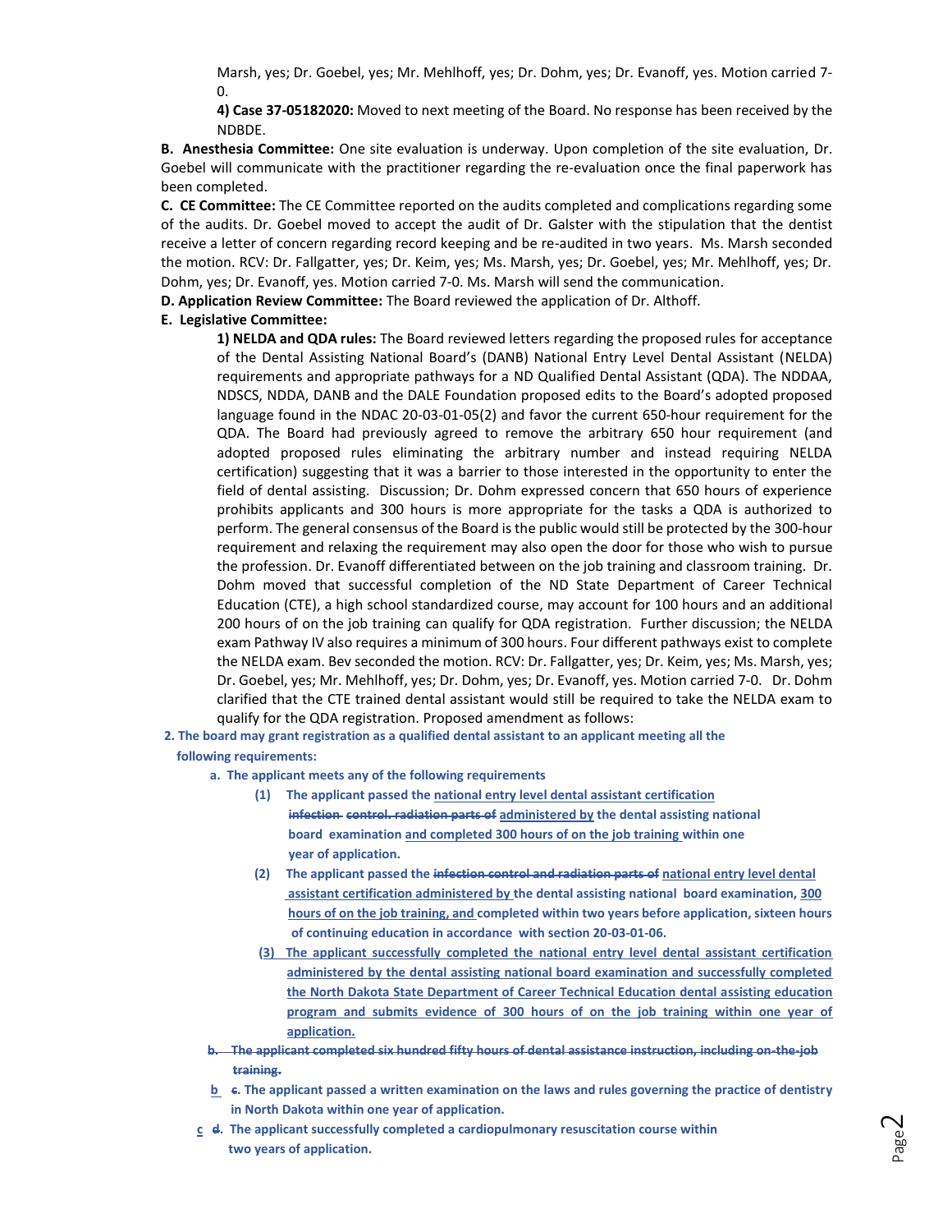Marsh, yes; Dr. Goebel, yes; Mr. Mehlhoff, yes; Dr. Dohm, yes; Dr. Evanoff, yes. Motion carried 7-0.

**4) Case 37-05182020:** Moved to next meeting of the Board. No response has been received by the NDBDE.

**B. Anesthesia Committee:** One site evaluation is underway. Upon completion of the site evaluation, Dr. Goebel will communicate with the practitioner regarding the re-evaluation once the final paperwork has been completed.

**C. CE Committee:** The CE Committee reported on the audits completed and complications regarding some of the audits. Dr. Goebel moved to accept the audit of Dr. Galster with the stipulation that the dentist receive a letter of concern regarding record keeping and be re-audited in two years. Ms. Marsh seconded the motion. RCV: Dr. Fallgatter, yes; Dr. Keim, yes; Ms. Marsh, yes; Dr. Goebel, yes; Mr. Mehlhoff, yes; Dr. Dohm, yes; Dr. Evanoff, yes. Motion carried 7-0. Ms. Marsh will send the communication.

**D. Application Review Committee:** The Board reviewed the application of Dr. Althoff.

**E. Legislative Committee:**

**1) NELDA and QDA rules:** The Board reviewed letters regarding the proposed rules for acceptance of the Dental Assisting National Board's (DANB) National Entry Level Dental Assistant (NELDA) requirements and appropriate pathways for a ND Qualified Dental Assistant (QDA). The NDDAA, NDSCS, NDDA, DANB and the DALE Foundation proposed edits to the Board's adopted proposed language found in the NDAC 20-03-01-05(2) and favor the current 650-hour requirement for the QDA. The Board had previously agreed to remove the arbitrary 650 hour requirement (and adopted proposed rules eliminating the arbitrary number and instead requiring NELDA certification) suggesting that it was a barrier to those interested in the opportunity to enter the field of dental assisting. Discussion; Dr. Dohm expressed concern that 650 hours of experience prohibits applicants and 300 hours is more appropriate for the tasks a QDA is authorized to perform. The general consensus of the Board is the public would still be protected by the 300-hour requirement and relaxing the requirement may also open the door for those who wish to pursue the profession. Dr. Evanoff differentiated between on the job training and classroom training. Dr. Dohm moved that successful completion of the ND State Department of Career Technical Education (CTE), a high school standardized course, may account for 100 hours and an additional 200 hours of on the job training can qualify for QDA registration. Further discussion; the NELDA exam Pathway IV also requires a minimum of 300 hours. Four different pathways exist to complete the NELDA exam. Bev seconded the motion. RCV: Dr. Fallgatter, yes; Dr. Keim, yes; Ms. Marsh, yes; Dr. Goebel, yes; Mr. Mehlhoff, yes; Dr. Dohm, yes; Dr. Evanoff, yes. Motion carried 7-0. Dr. Dohm clarified that the CTE trained dental assistant would still be required to take the NELDA exam to qualify for the QDA registration. Proposed amendment as follows:

**2. The board may grant registration as a qualified dental assistant to an applicant meeting all the following requirements:**

- **a. The applicant meets any of the following requirements**
  - **(1) The applicant passed the <u>national entry level dental assistant certification</u> ~~infection control. radiation parts of~~ <u>administered by</u> the dental assisting national board examination <u>and completed 300 hours of on the job training</u> within one year of application.**
  - **(2) The applicant passed the ~~infection control and radiation parts of~~ <u>national entry level dental assistant certification administered by</u> the dental assisting national board examination, <u>300 hours of on the job training, and</u> completed within two years before application, sixteen hours of continuing education in accordance with section 20-03-01-06.**
  - **<u>(3) The applicant successfully completed the national entry level dental assistant certification administered by the dental assisting national board examination and successfully completed the North Dakota State Department of Career Technical Education dental assisting education program and submits evidence of 300 hours of on the job training within one year of application.</u>**
- **~~b. The applicant completed six hundred fifty hours of dental assistance instruction, including on-the-job training.~~**
- **<u>b</u> ~~c.~~ The applicant passed a written examination on the laws and rules governing the practice of dentistry in North Dakota within one year of application.**
- **<u>c</u> ~~d.~~ The applicant successfully completed a cardiopulmonary resuscitation course within two years of application.**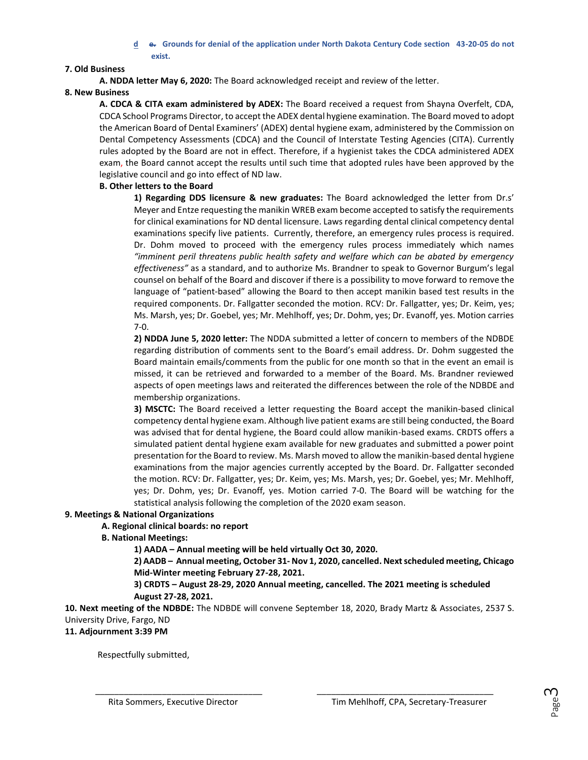d ~~e.~~ **Grounds for denial of the application under North Dakota Century Code section 43-20-05 do not exist.**

**7. Old Business**

**A. NDDA letter May 6, 2020:** The Board acknowledged receipt and review of the letter.

**8. New Business**

**A. CDCA & CITA exam administered by ADEX:** The Board received a request from Shayna Overfelt, CDA, CDCA School Programs Director, to accept the ADEX dental hygiene examination. The Board moved to adopt the American Board of Dental Examiners' (ADEX) dental hygiene exam, administered by the Commission on Dental Competency Assessments (CDCA) and the Council of Interstate Testing Agencies (CITA). Currently rules adopted by the Board are not in effect. Therefore, if a hygienist takes the CDCA administered ADEX exam, the Board cannot accept the results until such time that adopted rules have been approved by the legislative council and go into effect of ND law.

**B. Other letters to the Board**

**1) Regarding DDS licensure & new graduates:** The Board acknowledged the letter from Dr.s' Meyer and Entze requesting the manikin WREB exam become accepted to satisfy the requirements for clinical examinations for ND dental licensure. Laws regarding dental clinical competency dental examinations specify live patients. Currently, therefore, an emergency rules process is required. Dr. Dohm moved to proceed with the emergency rules process immediately which names *"imminent peril threatens public health safety and welfare which can be abated by emergency effectiveness"* as a standard, and to authorize Ms. Brandner to speak to Governor Burgum's legal counsel on behalf of the Board and discover if there is a possibility to move forward to remove the language of "patient-based" allowing the Board to then accept manikin based test results in the required components. Dr. Fallgatter seconded the motion. RCV: Dr. Fallgatter, yes; Dr. Keim, yes; Ms. Marsh, yes; Dr. Goebel, yes; Mr. Mehlhoff, yes; Dr. Dohm, yes; Dr. Evanoff, yes. Motion carries 7-0.

**2) NDDA June 5, 2020 letter:** The NDDA submitted a letter of concern to members of the NDBDE regarding distribution of comments sent to the Board's email address. Dr. Dohm suggested the Board maintain emails/comments from the public for one month so that in the event an email is missed, it can be retrieved and forwarded to a member of the Board. Ms. Brandner reviewed aspects of open meetings laws and reiterated the differences between the role of the NDBDE and membership organizations.

**3) MSCTC:** The Board received a letter requesting the Board accept the manikin-based clinical competency dental hygiene exam. Although live patient exams are still being conducted, the Board was advised that for dental hygiene, the Board could allow manikin-based exams. CRDTS offers a simulated patient dental hygiene exam available for new graduates and submitted a power point presentation for the Board to review. Ms. Marsh moved to allow the manikin-based dental hygiene examinations from the major agencies currently accepted by the Board. Dr. Fallgatter seconded the motion. RCV: Dr. Fallgatter, yes; Dr. Keim, yes; Ms. Marsh, yes; Dr. Goebel, yes; Mr. Mehlhoff, yes; Dr. Dohm, yes; Dr. Evanoff, yes. Motion carried 7-0. The Board will be watching for the statistical analysis following the completion of the 2020 exam season.

**9. Meetings & National Organizations**

**A. Regional clinical boards: no report**

**B. National Meetings:**

**1) AADA – Annual meeting will be held virtually Oct 30, 2020.**

**2) AADB – Annual meeting, October 31- Nov 1, 2020, cancelled. Next scheduled meeting, Chicago Mid-Winter meeting February 27-28, 2021.**

**3) CRDTS – August 28-29, 2020 Annual meeting, cancelled. The 2021 meeting is scheduled August 27-28, 2021.**

**10. Next meeting of the NDBDE:** The NDBDE will convene September 18, 2020, Brady Martz & Associates, 2537 S. University Drive, Fargo, ND

**11. Adjournment 3:39 PM**

Respectfully submitted,

\_\_\_\_\_\_\_\_\_\_\_\_\_\_\_\_\_\_\_\_\_\_\_\_\_\_\_\_\_\_\_\_\_\_\_
Rita Sommers, Executive Director

\_\_\_\_\_\_\_\_\_\_\_\_\_\_\_\_\_\_\_\_\_\_\_\_\_\_\_\_\_\_\_\_\_\_\_
Tim Mehlhoff, CPA, Secretary-Treasurer